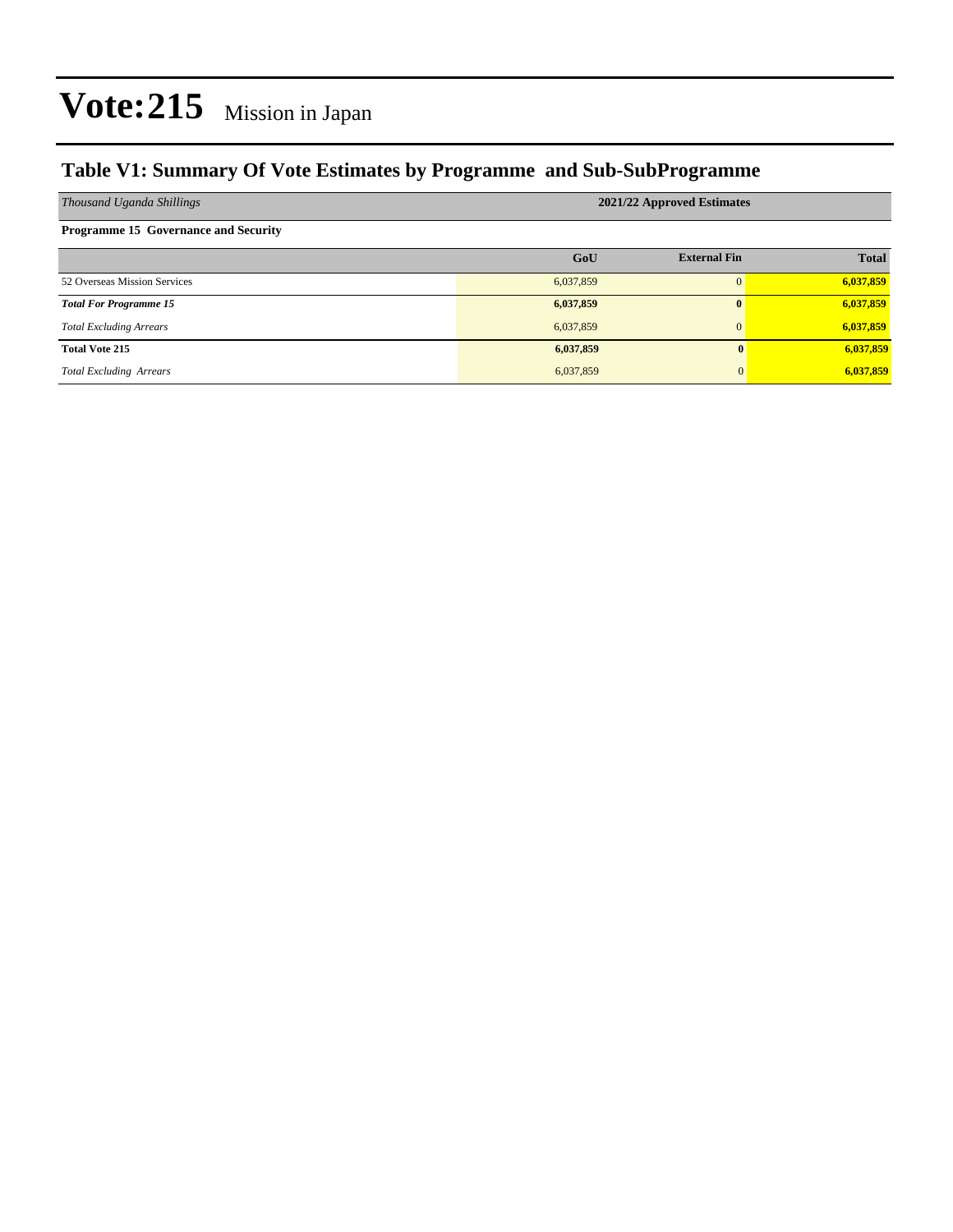# Vote:215 Mission in Japan

## Table V1: Summary Of Vote Estimates by Programme and Sub-SubProgramme

| *Thousand Uganda Shillings* | 2021/22 Approved Estimates | | |
|---|---|---|---|
| **Programme 15 Governance and Security** | | | |
| | **GoU** | **External Fin** | **Total** |
| 52 Overseas Mission Services | 6,037,859 | 0 | **6,037,859** |
| ***Total For Programme 15*** | **6,037,859** | **0** | **6,037,859** |
| *Total Excluding Arrears* | 6,037,859 | 0 | **6,037,859** |
| **Total Vote 215** | **6,037,859** | **0** | **6,037,859** |
| *Total Excluding Arrears* | 6,037,859 | 0 | **6,037,859** |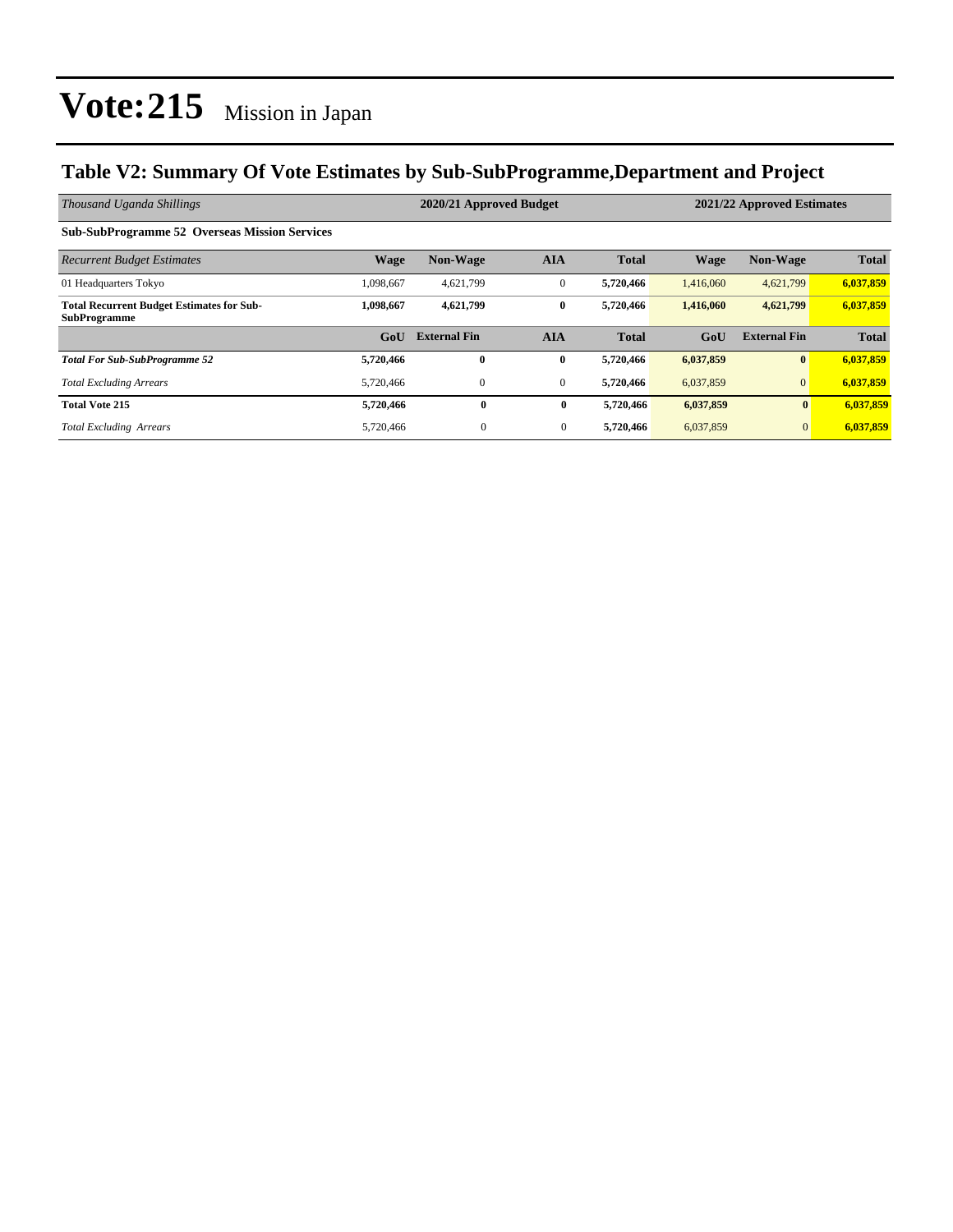# Vote:215 Mission in Japan

## Table V2: Summary Of Vote Estimates by Sub-SubProgramme,Department and Project

| *Thousand Uganda Shillings* | 2020/21 Approved Budget | | | | 2021/22 Approved Estimates | | |
|---|---|---|---|---|---|---|---|
| **Sub-SubProgramme 52 Overseas Mission Services** | | | | | | | |
| *Recurrent Budget Estimates* | **Wage** | **Non-Wage** | **AIA** | **Total** | **Wage** | **Non-Wage** | **Total** |
| 01 Headquarters Tokyo | 1,098,667 | 4,621,799 | 0 | **5,720,466** | 1,416,060 | 4,621,799 | **6,037,859** |
| **Total Recurrent Budget Estimates for Sub-SubProgramme** | **1,098,667** | **4,621,799** | **0** | **5,720,466** | **1,416,060** | **4,621,799** | **6,037,859** |
| | **GoU** | **External Fin** | **AIA** | **Total** | **GoU** | **External Fin** | **Total** |
| ***Total For Sub-SubProgramme 52*** | **5,720,466** | **0** | **0** | **5,720,466** | **6,037,859** | **0** | **6,037,859** |
| *Total Excluding Arrears* | 5,720,466 | 0 | 0 | **5,720,466** | 6,037,859 | 0 | **6,037,859** |
| **Total Vote 215** | **5,720,466** | **0** | **0** | **5,720,466** | **6,037,859** | **0** | **6,037,859** |
| *Total Excluding Arrears* | 5,720,466 | 0 | 0 | **5,720,466** | 6,037,859 | 0 | **6,037,859** |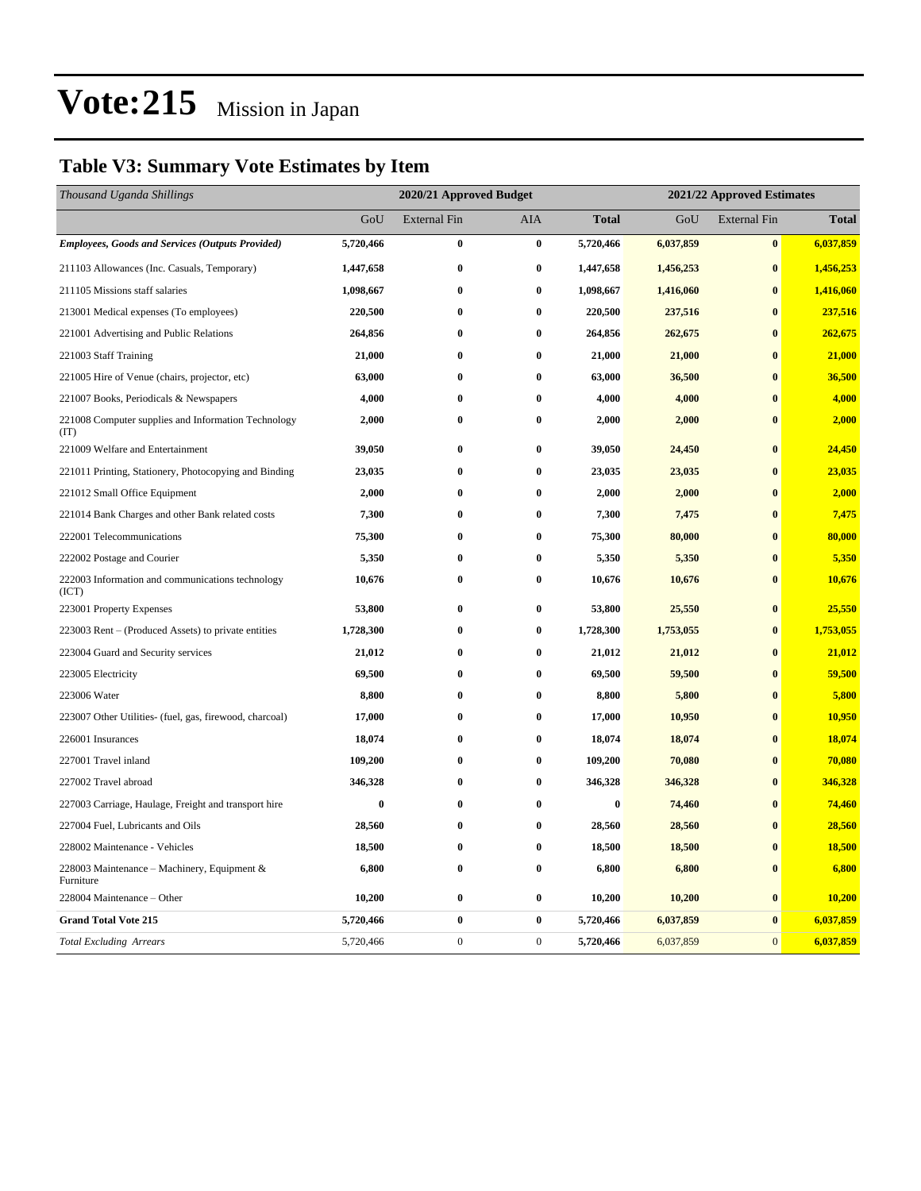# Vote:215 Mission in Japan

## Table V3: Summary Vote Estimates by Item

| *Thousand Uganda Shillings* | 2020/21 Approved Budget | | | | 2021/22 Approved Estimates | | |
|---|---|---|---|---|---|---|---|
| | GoU | External Fin | AIA | **Total** | GoU | External Fin | **Total** |
| ***Employees, Goods and Services (Outputs Provided)*** | **5,720,466** | **0** | **0** | **5,720,466** | **6,037,859** | **0** | **6,037,859** |
| 211103 Allowances (Inc. Casuals, Temporary) | **1,447,658** | **0** | **0** | **1,447,658** | **1,456,253** | **0** | **1,456,253** |
| 211105 Missions staff salaries | **1,098,667** | **0** | **0** | **1,098,667** | **1,416,060** | **0** | **1,416,060** |
| 213001 Medical expenses (To employees) | **220,500** | **0** | **0** | **220,500** | **237,516** | **0** | **237,516** |
| 221001 Advertising and Public Relations | **264,856** | **0** | **0** | **264,856** | **262,675** | **0** | **262,675** |
| 221003 Staff Training | **21,000** | **0** | **0** | **21,000** | **21,000** | **0** | **21,000** |
| 221005 Hire of Venue (chairs, projector, etc) | **63,000** | **0** | **0** | **63,000** | **36,500** | **0** | **36,500** |
| 221007 Books, Periodicals & Newspapers | **4,000** | **0** | **0** | **4,000** | **4,000** | **0** | **4,000** |
| 221008 Computer supplies and Information Technology (IT) | **2,000** | **0** | **0** | **2,000** | **2,000** | **0** | **2,000** |
| 221009 Welfare and Entertainment | **39,050** | **0** | **0** | **39,050** | **24,450** | **0** | **24,450** |
| 221011 Printing, Stationery, Photocopying and Binding | **23,035** | **0** | **0** | **23,035** | **23,035** | **0** | **23,035** |
| 221012 Small Office Equipment | **2,000** | **0** | **0** | **2,000** | **2,000** | **0** | **2,000** |
| 221014 Bank Charges and other Bank related costs | **7,300** | **0** | **0** | **7,300** | **7,475** | **0** | **7,475** |
| 222001 Telecommunications | **75,300** | **0** | **0** | **75,300** | **80,000** | **0** | **80,000** |
| 222002 Postage and Courier | **5,350** | **0** | **0** | **5,350** | **5,350** | **0** | **5,350** |
| 222003 Information and communications technology (ICT) | **10,676** | **0** | **0** | **10,676** | **10,676** | **0** | **10,676** |
| 223001 Property Expenses | **53,800** | **0** | **0** | **53,800** | **25,550** | **0** | **25,550** |
| 223003 Rent – (Produced Assets) to private entities | **1,728,300** | **0** | **0** | **1,728,300** | **1,753,055** | **0** | **1,753,055** |
| 223004 Guard and Security services | **21,012** | **0** | **0** | **21,012** | **21,012** | **0** | **21,012** |
| 223005 Electricity | **69,500** | **0** | **0** | **69,500** | **59,500** | **0** | **59,500** |
| 223006 Water | **8,800** | **0** | **0** | **8,800** | **5,800** | **0** | **5,800** |
| 223007 Other Utilities- (fuel, gas, firewood, charcoal) | **17,000** | **0** | **0** | **17,000** | **10,950** | **0** | **10,950** |
| 226001 Insurances | **18,074** | **0** | **0** | **18,074** | **18,074** | **0** | **18,074** |
| 227001 Travel inland | **109,200** | **0** | **0** | **109,200** | **70,080** | **0** | **70,080** |
| 227002 Travel abroad | **346,328** | **0** | **0** | **346,328** | **346,328** | **0** | **346,328** |
| 227003 Carriage, Haulage, Freight and transport hire | **0** | **0** | **0** | **0** | **74,460** | **0** | **74,460** |
| 227004 Fuel, Lubricants and Oils | **28,560** | **0** | **0** | **28,560** | **28,560** | **0** | **28,560** |
| 228002 Maintenance - Vehicles | **18,500** | **0** | **0** | **18,500** | **18,500** | **0** | **18,500** |
| 228003 Maintenance – Machinery, Equipment & Furniture | **6,800** | **0** | **0** | **6,800** | **6,800** | **0** | **6,800** |
| 228004 Maintenance – Other | **10,200** | **0** | **0** | **10,200** | **10,200** | **0** | **10,200** |
| **Grand Total Vote 215** | **5,720,466** | **0** | **0** | **5,720,466** | **6,037,859** | **0** | **6,037,859** |
| *Total Excluding Arrears* | 5,720,466 | 0 | 0 | **5,720,466** | 6,037,859 | 0 | **6,037,859** |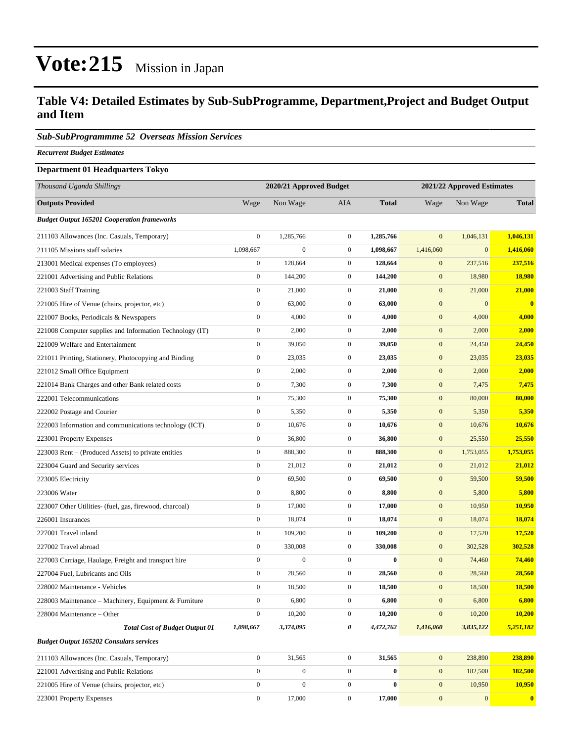# Vote:215 Mission in Japan

## Table V4: Detailed Estimates by Sub-SubProgramme, Department,Project and Budget Output and Item

### *Sub-SubProgrammme 52 Overseas Mission Services*

***Recurrent Budget Estimates***

**Department 01 Headquarters Tokyo**

| *Thousand Uganda Shillings* | 2020/21 Approved Budget | | | | 2021/22 Approved Estimates | | |
|---|---|---|---|---|---|---|---|
| **Outputs Provided** | Wage | Non Wage | AIA | **Total** | Wage | Non Wage | **Total** |
| ***Budget Output 165201 Cooperation frameworks*** | | | | | | | |
| 211103 Allowances (Inc. Casuals, Temporary) | 0 | 1,285,766 | 0 | **1,285,766** | 0 | 1,046,131 | **1,046,131** |
| 211105 Missions staff salaries | 1,098,667 | 0 | 0 | **1,098,667** | 1,416,060 | 0 | **1,416,060** |
| 213001 Medical expenses (To employees) | 0 | 128,664 | 0 | **128,664** | 0 | 237,516 | **237,516** |
| 221001 Advertising and Public Relations | 0 | 144,200 | 0 | **144,200** | 0 | 18,980 | **18,980** |
| 221003 Staff Training | 0 | 21,000 | 0 | **21,000** | 0 | 21,000 | **21,000** |
| 221005 Hire of Venue (chairs, projector, etc) | 0 | 63,000 | 0 | **63,000** | 0 | 0 | **0** |
| 221007 Books, Periodicals & Newspapers | 0 | 4,000 | 0 | **4,000** | 0 | 4,000 | **4,000** |
| 221008 Computer supplies and Information Technology (IT) | 0 | 2,000 | 0 | **2,000** | 0 | 2,000 | **2,000** |
| 221009 Welfare and Entertainment | 0 | 39,050 | 0 | **39,050** | 0 | 24,450 | **24,450** |
| 221011 Printing, Stationery, Photocopying and Binding | 0 | 23,035 | 0 | **23,035** | 0 | 23,035 | **23,035** |
| 221012 Small Office Equipment | 0 | 2,000 | 0 | **2,000** | 0 | 2,000 | **2,000** |
| 221014 Bank Charges and other Bank related costs | 0 | 7,300 | 0 | **7,300** | 0 | 7,475 | **7,475** |
| 222001 Telecommunications | 0 | 75,300 | 0 | **75,300** | 0 | 80,000 | **80,000** |
| 222002 Postage and Courier | 0 | 5,350 | 0 | **5,350** | 0 | 5,350 | **5,350** |
| 222003 Information and communications technology (ICT) | 0 | 10,676 | 0 | **10,676** | 0 | 10,676 | **10,676** |
| 223001 Property Expenses | 0 | 36,800 | 0 | **36,800** | 0 | 25,550 | **25,550** |
| 223003 Rent – (Produced Assets) to private entities | 0 | 888,300 | 0 | **888,300** | 0 | 1,753,055 | **1,753,055** |
| 223004 Guard and Security services | 0 | 21,012 | 0 | **21,012** | 0 | 21,012 | **21,012** |
| 223005 Electricity | 0 | 69,500 | 0 | **69,500** | 0 | 59,500 | **59,500** |
| 223006 Water | 0 | 8,800 | 0 | **8,800** | 0 | 5,800 | **5,800** |
| 223007 Other Utilities- (fuel, gas, firewood, charcoal) | 0 | 17,000 | 0 | **17,000** | 0 | 10,950 | **10,950** |
| 226001 Insurances | 0 | 18,074 | 0 | **18,074** | 0 | 18,074 | **18,074** |
| 227001 Travel inland | 0 | 109,200 | 0 | **109,200** | 0 | 17,520 | **17,520** |
| 227002 Travel abroad | 0 | 330,008 | 0 | **330,008** | 0 | 302,528 | **302,528** |
| 227003 Carriage, Haulage, Freight and transport hire | 0 | 0 | 0 | **0** | 0 | 74,460 | **74,460** |
| 227004 Fuel, Lubricants and Oils | 0 | 28,560 | 0 | **28,560** | 0 | 28,560 | **28,560** |
| 228002 Maintenance - Vehicles | 0 | 18,500 | 0 | **18,500** | 0 | 18,500 | **18,500** |
| 228003 Maintenance – Machinery, Equipment & Furniture | 0 | 6,800 | 0 | **6,800** | 0 | 6,800 | **6,800** |
| 228004 Maintenance – Other | 0 | 10,200 | 0 | **10,200** | 0 | 10,200 | **10,200** |
| ***Total Cost of Budget Output 01*** | ***1,098,667*** | ***3,374,095*** | ***0*** | ***4,472,762*** | ***1,416,060*** | ***3,835,122*** | ***5,251,182*** |
| ***Budget Output 165202 Consulars services*** | | | | | | | |
| 211103 Allowances (Inc. Casuals, Temporary) | 0 | 31,565 | 0 | **31,565** | 0 | 238,890 | **238,890** |
| 221001 Advertising and Public Relations | 0 | 0 | 0 | **0** | 0 | 182,500 | **182,500** |
| 221005 Hire of Venue (chairs, projector, etc) | 0 | 0 | 0 | **0** | 0 | 10,950 | **10,950** |
| 223001 Property Expenses | 0 | 17,000 | 0 | **17,000** | 0 | 0 | **0** |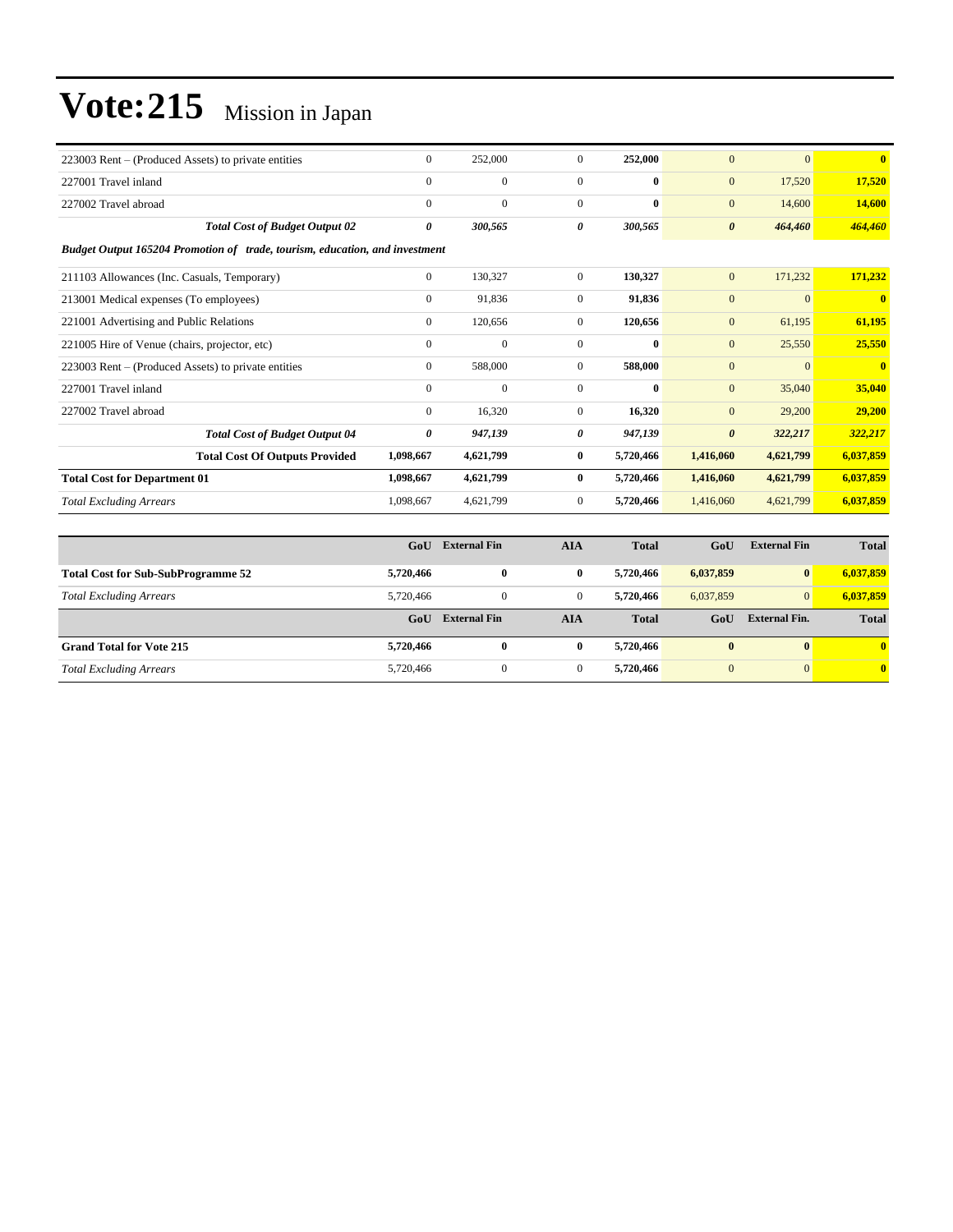# Vote:215 Mission in Japan

| | | | | | | | |
|---|---|---|---|---|---|---|---|
| 223003 Rent – (Produced Assets) to private entities | 0 | 252,000 | 0 | **252,000** | 0 | 0 | **0** |
| 227001 Travel inland | 0 | 0 | 0 | **0** | 0 | 17,520 | **17,520** |
| 227002 Travel abroad | 0 | 0 | 0 | **0** | 0 | 14,600 | **14,600** |
| ***Total Cost of Budget Output 02*** | ***0*** | ***300,565*** | ***0*** | ***300,565*** | ***0*** | ***464,460*** | ***464,460*** |
| ***Budget Output 165204 Promotion of trade, tourism, education, and investment*** | | | | | | | |
| 211103 Allowances (Inc. Casuals, Temporary) | 0 | 130,327 | 0 | **130,327** | 0 | 171,232 | **171,232** |
| 213001 Medical expenses (To employees) | 0 | 91,836 | 0 | **91,836** | 0 | 0 | **0** |
| 221001 Advertising and Public Relations | 0 | 120,656 | 0 | **120,656** | 0 | 61,195 | **61,195** |
| 221005 Hire of Venue (chairs, projector, etc) | 0 | 0 | 0 | **0** | 0 | 25,550 | **25,550** |
| 223003 Rent – (Produced Assets) to private entities | 0 | 588,000 | 0 | **588,000** | 0 | 0 | **0** |
| 227001 Travel inland | 0 | 0 | 0 | **0** | 0 | 35,040 | **35,040** |
| 227002 Travel abroad | 0 | 16,320 | 0 | **16,320** | 0 | 29,200 | **29,200** |
| ***Total Cost of Budget Output 04*** | ***0*** | ***947,139*** | ***0*** | ***947,139*** | ***0*** | ***322,217*** | ***322,217*** |
| **Total Cost Of Outputs Provided** | **1,098,667** | **4,621,799** | **0** | **5,720,466** | **1,416,060** | **4,621,799** | **6,037,859** |
| **Total Cost for Department 01** | **1,098,667** | **4,621,799** | **0** | **5,720,466** | **1,416,060** | **4,621,799** | **6,037,859** |
| *Total Excluding Arrears* | 1,098,667 | 4,621,799 | 0 | **5,720,466** | 1,416,060 | 4,621,799 | **6,037,859** |

| | GoU | External Fin | AIA | Total | GoU | External Fin | Total |
|---|---|---|---|---|---|---|---|
| **Total Cost for Sub-SubProgramme 52** | **5,720,466** | **0** | **0** | **5,720,466** | **6,037,859** | **0** | **6,037,859** |
| *Total Excluding Arrears* | 5,720,466 | 0 | 0 | **5,720,466** | 6,037,859 | 0 | **6,037,859** |
| | **GoU** | **External Fin** | **AIA** | **Total** | **GoU** | **External Fin.** | **Total** |
| **Grand Total for Vote 215** | **5,720,466** | **0** | **0** | **5,720,466** | **0** | **0** | **0** |
| *Total Excluding Arrears* | 5,720,466 | 0 | 0 | **5,720,466** | 0 | 0 | **0** |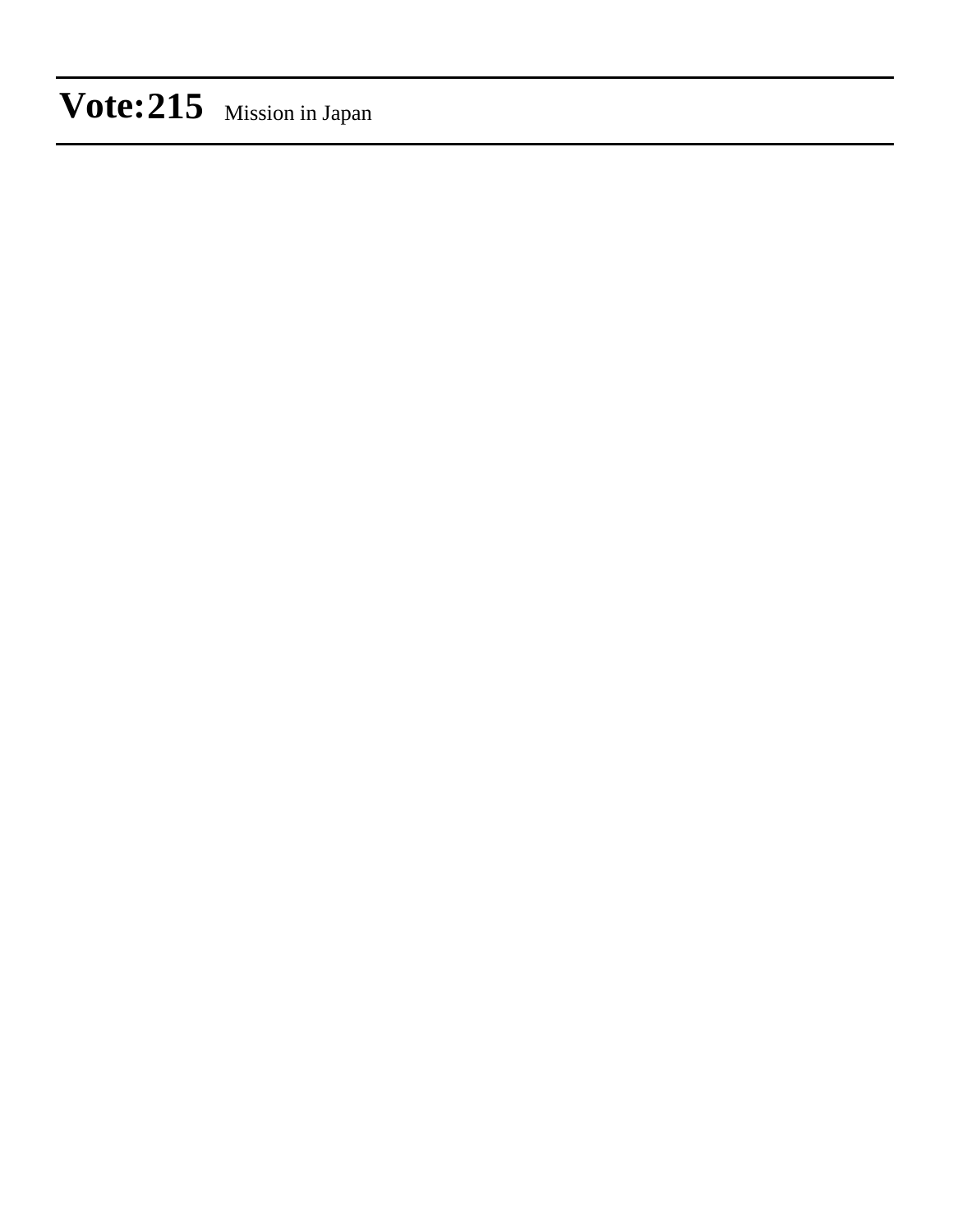# Vote:215 Mission in Japan